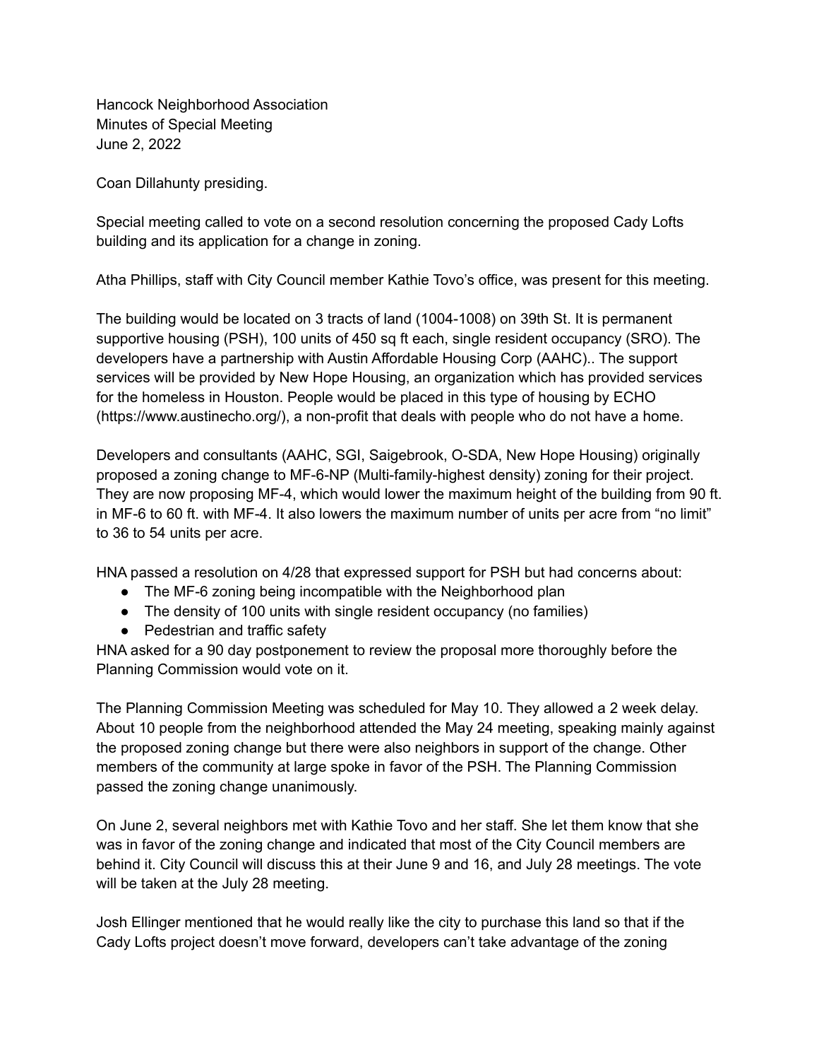Hancock Neighborhood Association
Minutes of Special Meeting
June 2, 2022

Coan Dillahunty presiding.

Special meeting called to vote on a second resolution concerning the proposed Cady Lofts building and its application for a change in zoning.

Atha Phillips, staff with City Council member Kathie Tovo's office, was present for this meeting.

The building would be located on 3 tracts of land (1004-1008) on 39th St. It is permanent supportive housing (PSH), 100 units of 450 sq ft each, single resident occupancy (SRO). The developers have a partnership with Austin Affordable Housing Corp (AAHC).. The support services will be provided by New Hope Housing, an organization which has provided services for the homeless in Houston. People would be placed in this type of housing by ECHO (https://www.austinecho.org/), a non-profit that deals with people who do not have a home.

Developers and consultants (AAHC, SGI, Saigebrook, O-SDA, New Hope Housing) originally proposed a zoning change to MF-6-NP (Multi-family-highest density) zoning for their project. They are now proposing MF-4, which would lower the maximum height of the building from 90 ft. in MF-6 to 60 ft. with MF-4. It also lowers the maximum number of units per acre from "no limit" to 36 to 54 units per acre.

HNA passed a resolution on 4/28 that expressed support for PSH but had concerns about:

- The MF-6 zoning being incompatible with the Neighborhood plan
- The density of 100 units with single resident occupancy (no families)
- Pedestrian and traffic safety

HNA asked for a 90 day postponement to review the proposal more thoroughly before the Planning Commission would vote on it.

The Planning Commission Meeting was scheduled for May 10. They allowed a 2 week delay. About 10 people from the neighborhood attended the May 24 meeting, speaking mainly against the proposed zoning change but there were also neighbors in support of the change. Other members of the community at large spoke in favor of the PSH. The Planning Commission passed the zoning change unanimously.

On June 2, several neighbors met with Kathie Tovo and her staff. She let them know that she was in favor of the zoning change and indicated that most of the City Council members are behind it. City Council will discuss this at their June 9 and 16, and July 28 meetings. The vote will be taken at the July 28 meeting.

Josh Ellinger mentioned that he would really like the city to purchase this land so that if the Cady Lofts project doesn't move forward, developers can't take advantage of the zoning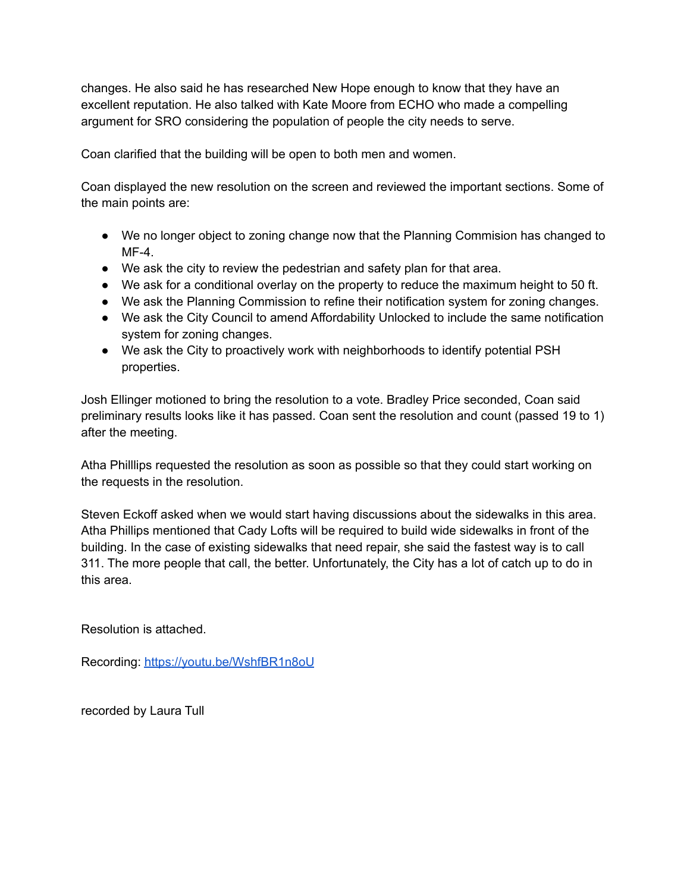changes. He also said he has researched New Hope enough to know that they have an excellent reputation. He also talked with Kate Moore from ECHO who made a compelling argument for SRO considering the population of people the city needs to serve.

Coan clarified that the building will be open to both men and women.

Coan displayed the new resolution on the screen and reviewed the important sections. Some of the main points are:

- We no longer object to zoning change now that the Planning Commision has changed to MF-4.
- We ask the city to review the pedestrian and safety plan for that area.
- We ask for a conditional overlay on the property to reduce the maximum height to 50 ft.
- We ask the Planning Commission to refine their notification system for zoning changes.
- We ask the City Council to amend Affordability Unlocked to include the same notification system for zoning changes.
- We ask the City to proactively work with neighborhoods to identify potential PSH properties.

Josh Ellinger motioned to bring the resolution to a vote. Bradley Price seconded, Coan said preliminary results looks like it has passed. Coan sent the resolution and count (passed 19 to 1) after the meeting.

Atha Philllips requested the resolution as soon as possible so that they could start working on the requests in the resolution.

Steven Eckoff asked when we would start having discussions about the sidewalks in this area. Atha Phillips mentioned that Cady Lofts will be required to build wide sidewalks in front of the building. In the case of existing sidewalks that need repair, she said the fastest way is to call 311. The more people that call, the better. Unfortunately, the City has a lot of catch up to do in this area.

Resolution is attached.

Recording: [https://youtu.be/WshfBR1n8oU](https://youtu.be/WshfBR1n8oU)

recorded by Laura Tull